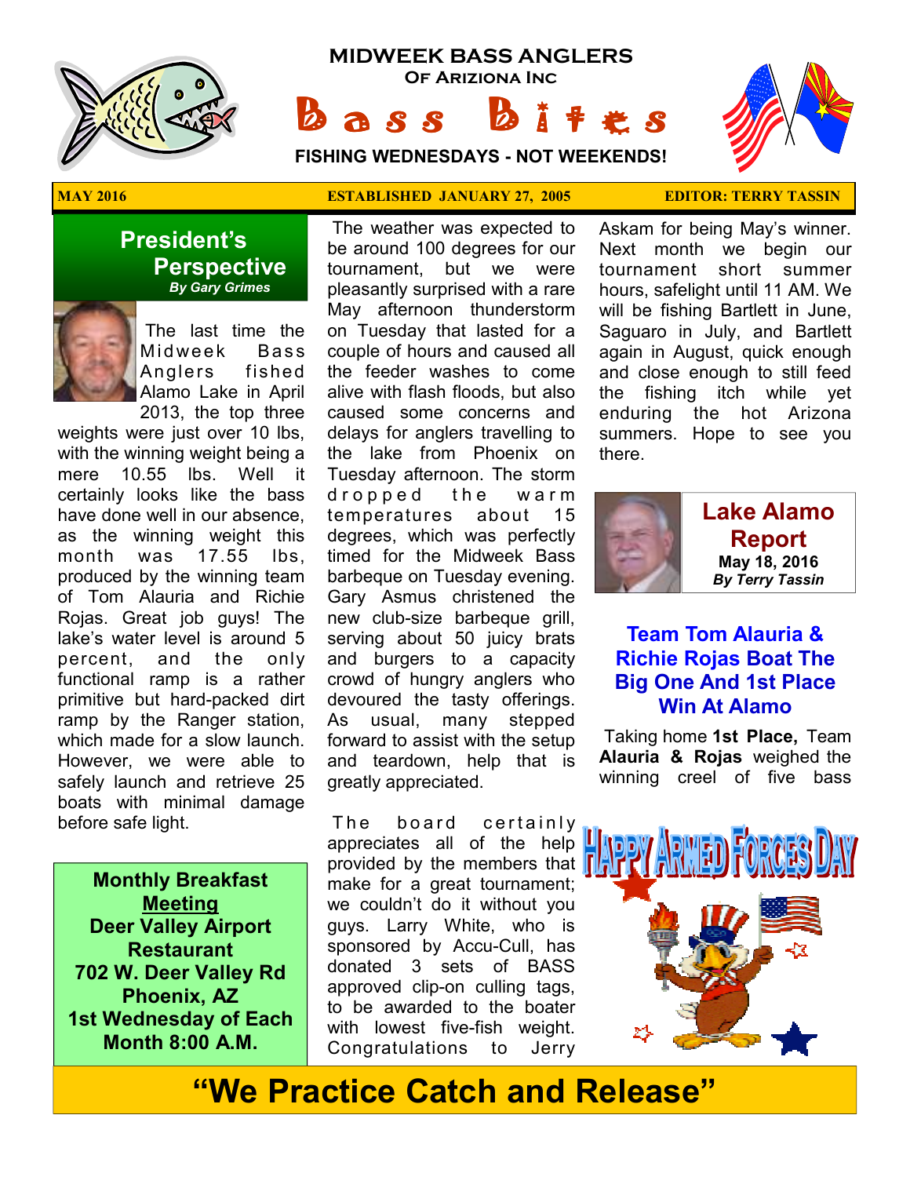# MIDWEEK BASS ANGLERS

## Of Ariziona Inc

# Bass Bites

**FISHING WEDNESDAYS - NOT WEEKENDS!**

**MAY 2016** | **ESTABLISHED JANUARY 27, 2005** | **EDITOR: TERRY TASSIN**

## President's Perspective

***By Gary Grimes***

The last time the Midweek Bass Anglers fished Alamo Lake in April 2013, the top three weights were just over 10 lbs, with the winning weight being a mere 10.55 lbs. Well it certainly looks like the bass have done well in our absence, as the winning weight this month was 17.55 lbs, produced by the winning team of Tom Alauria and Richie Rojas. Great job guys! The lake's water level is around 5 percent, and the only functional ramp is a rather primitive but hard-packed dirt ramp by the Ranger station, which made for a slow launch. However, we were able to safely launch and retrieve 25 boats with minimal damage before safe light.

The weather was expected to be around 100 degrees for our tournament, but we were pleasantly surprised with a rare May afternoon thunderstorm on Tuesday that lasted for a couple of hours and caused all the feeder washes to come alive with flash floods, but also caused some concerns and delays for anglers travelling to the lake from Phoenix on Tuesday afternoon. The storm dropped the warm temperatures about 15 degrees, which was perfectly timed for the Midweek Bass barbeque on Tuesday evening. Gary Asmus christened the new club-size barbeque grill, serving about 50 juicy brats and burgers to a capacity crowd of hungry anglers who devoured the tasty offerings. As usual, many stepped forward to assist with the setup and teardown, help that is greatly appreciated.

The board certainly appreciates all of the help provided by the members that make for a great tournament; we couldn't do it without you guys. Larry White, who is sponsored by Accu-Cull, has donated 3 sets of BASS approved clip-on culling tags, to be awarded to the boater with lowest five-fish weight. Congratulations to Jerry Askam for being May's winner. Next month we begin our tournament short summer hours, safelight until 11 AM. We will be fishing Bartlett in June, Saguaro in July, and Bartlett again in August, quick enough and close enough to still feed the fishing itch while yet enduring the hot Arizona summers. Hope to see you there.

**Monthly Breakfast <u>Meeting</u>**
**Deer Valley Airport Restaurant**
**702 W. Deer Valley Rd**
**Phoenix, AZ**
**1st Wednesday of Each Month 8:00 A.M.**

## Lake Alamo Report

**May 18, 2016**
***By Terry Tassin***

### Team Tom Alauria & Richie Rojas Boat The Big One And 1st Place Win At Alamo

Taking home **1st Place,** Team **Alauria & Rojas** weighed the winning creel of five bass

HAPPY ARMED FORCES DAY

**"We Practice Catch and Release"**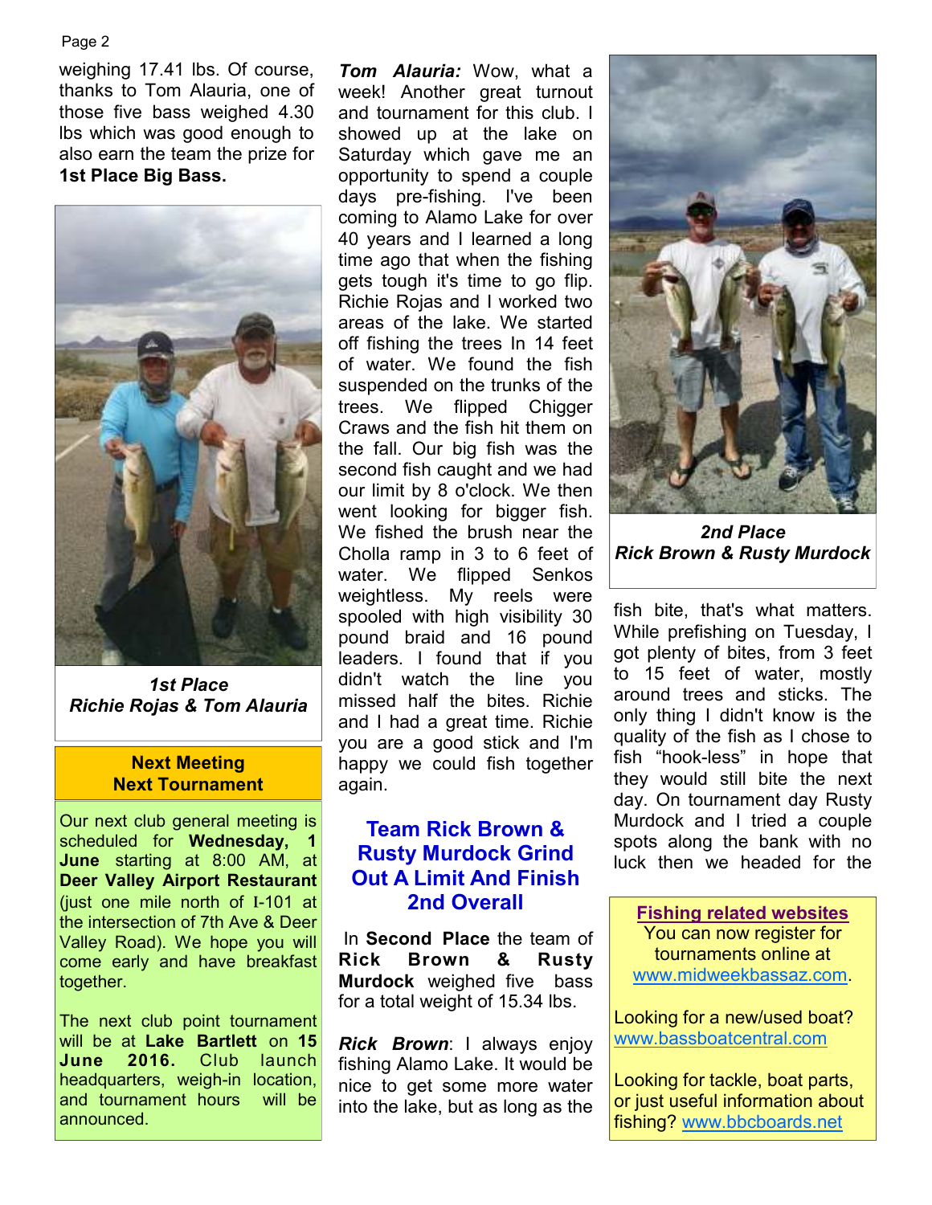weighing 17.41 lbs. Of course, thanks to Tom Alauria, one of those five bass weighed 4.30 lbs which was good enough to also earn the team the prize for **1st Place Big Bass.**

*1st Place*
*Richie Rojas & Tom Alauria*

**Next Meeting**
**Next Tournament**

Our next club general meeting is scheduled for **Wednesday, 1 June** starting at 8:00 AM, at **Deer Valley Airport Restaurant** (just one mile north of I-101 at the intersection of 7th Ave & Deer Valley Road). We hope you will come early and have breakfast together.

The next club point tournament will be at **Lake Bartlett** on **15 June 2016.** Club launch headquarters, weigh-in location, and tournament hours will be announced.

***Tom Alauria:*** Wow, what a week! Another great turnout and tournament for this club. I showed up at the lake on Saturday which gave me an opportunity to spend a couple days pre-fishing. I've been coming to Alamo Lake for over 40 years and I learned a long time ago that when the fishing gets tough it's time to go flip. Richie Rojas and I worked two areas of the lake. We started off fishing the trees In 14 feet of water. We found the fish suspended on the trunks of the trees. We flipped Chigger Craws and the fish hit them on the fall. Our big fish was the second fish caught and we had our limit by 8 o'clock. We then went looking for bigger fish. We fished the brush near the Cholla ramp in 3 to 6 feet of water. We flipped Senkos weightless. My reels were spooled with high visibility 30 pound braid and 16 pound leaders. I found that if you didn't watch the line you missed half the bites. Richie and I had a great time. Richie you are a good stick and I'm happy we could fish together again.

## Team Rick Brown & Rusty Murdock Grind Out A Limit And Finish 2nd Overall

In **Second Place** the team of **Rick Brown & Rusty Murdock** weighed five bass for a total weight of 15.34 lbs.

***Rick Brown***: I always enjoy fishing Alamo Lake. It would be nice to get some more water into the lake, but as long as the fish bite, that's what matters. While prefishing on Tuesday, I got plenty of bites, from 3 feet to 15 feet of water, mostly around trees and sticks. The only thing I didn't know is the quality of the fish as I chose to fish "hook-less" in hope that they would still bite the next day. On tournament day Rusty Murdock and I tried a couple spots along the bank with no luck then we headed for the

*2nd Place*
*Rick Brown & Rusty Murdock*

**Fishing related websites**
You can now register for tournaments online at www.midweekbassaz.com.

Looking for a new/used boat? www.bassboatcentral.com

Looking for tackle, boat parts, or just useful information about fishing? www.bbcboards.net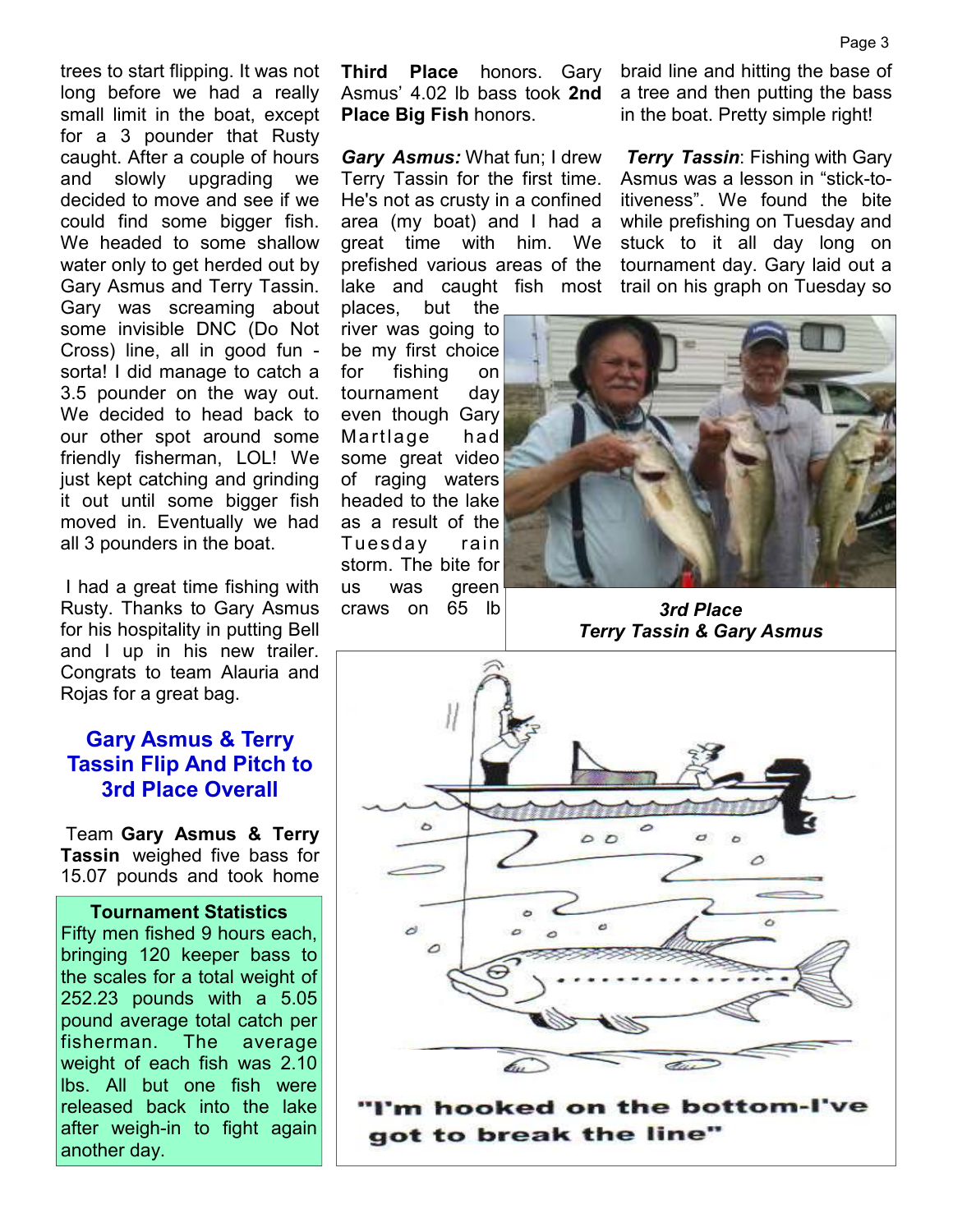trees to start flipping. It was not long before we had a really small limit in the boat, except for a 3 pounder that Rusty caught. After a couple of hours and slowly upgrading we decided to move and see if we could find some bigger fish. We headed to some shallow water only to get herded out by Gary Asmus and Terry Tassin. Gary was screaming about some invisible DNC (Do Not Cross) line, all in good fun - sorta! I did manage to catch a 3.5 pounder on the way out. We decided to head back to our other spot around some friendly fisherman, LOL! We just kept catching and grinding it out until some bigger fish moved in. Eventually we had all 3 pounders in the boat.

I had a great time fishing with Rusty. Thanks to Gary Asmus for his hospitality in putting Bell and I up in his new trailer. Congrats to team Alauria and Rojas for a great bag.

## Gary Asmus & Terry Tassin Flip And Pitch to 3rd Place Overall

Team **Gary Asmus & Terry Tassin** weighed five bass for 15.07 pounds and took home **Third Place** honors. Gary Asmus' 4.02 lb bass took **2nd Place Big Fish** honors.

***Gary Asmus:*** What fun; I drew Terry Tassin for the first time. He's not as crusty in a confined area (my boat) and I had a great time with him. We prefished various areas of the lake and caught fish most places, but the river was going to be my first choice for fishing on tournament day even though Gary Martlage had some great video of raging waters headed to the lake as a result of the Tuesday rain storm. The bite for us was green craws on 65 lb braid line and hitting the base of a tree and then putting the bass in the boat. Pretty simple right!

***Terry Tassin***: Fishing with Gary Asmus was a lesson in "stick-to-itiveness". We found the bite while prefishing on Tuesday and stuck to it all day long on tournament day. Gary laid out a trail on his graph on Tuesday so

***3rd Place***
***Terry Tassin & Gary Asmus***

**Tournament Statistics**
Fifty men fished 9 hours each, bringing 120 keeper bass to the scales for a total weight of 252.23 pounds with a 5.05 pound average total catch per fisherman. The average weight of each fish was 2.10 lbs. All but one fish were released back into the lake after weigh-in to fight again another day.

**"I'm hooked on the bottom-I've got to break the line"**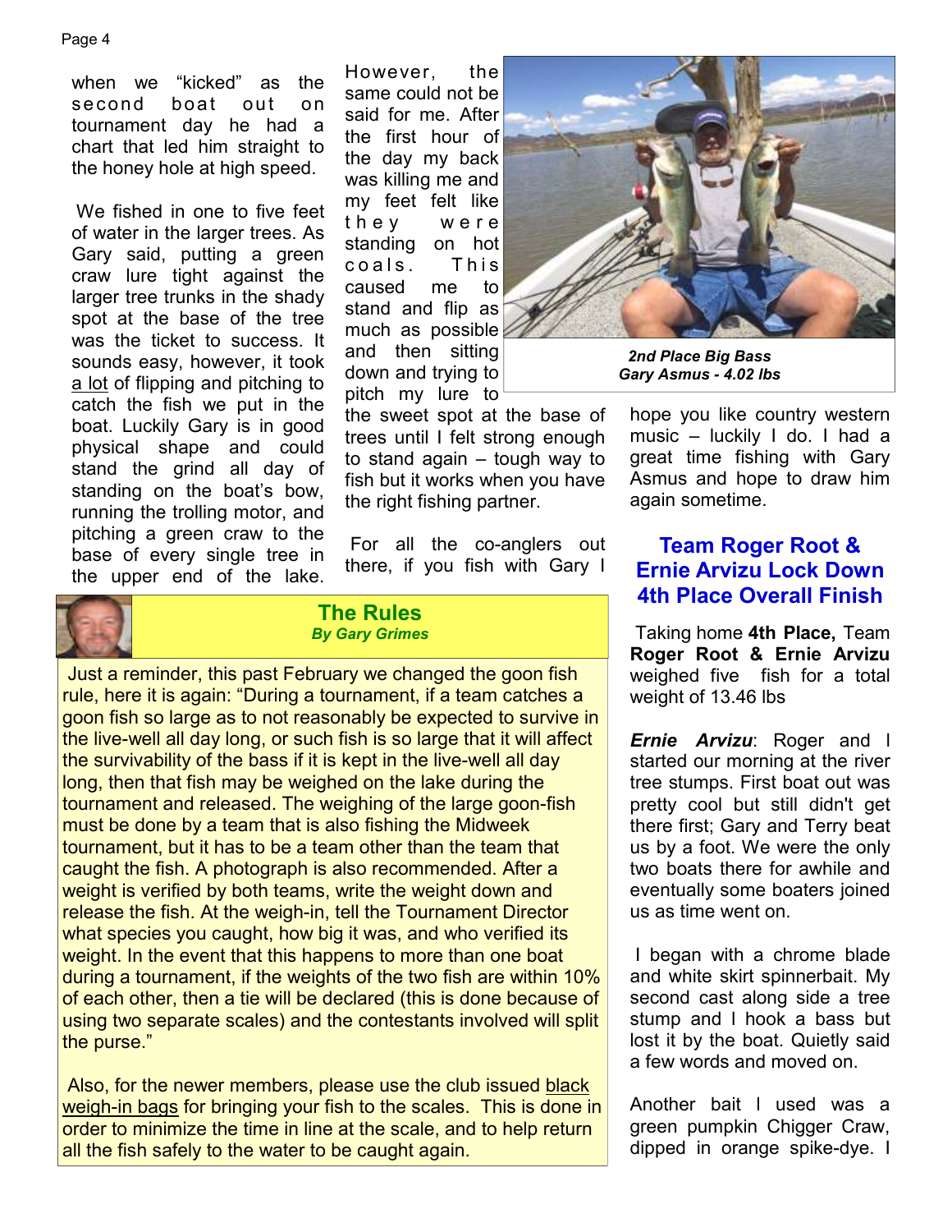when we "kicked" as the second boat out on tournament day he had a chart that led him straight to the honey hole at high speed.

We fished in one to five feet of water in the larger trees. As Gary said, putting a green craw lure tight against the larger tree trunks in the shady spot at the base of the tree was the ticket to success. It sounds easy, however, it took a lot of flipping and pitching to catch the fish we put in the boat. Luckily Gary is in good physical shape and could stand the grind all day of standing on the boat's bow, running the trolling motor, and pitching a green craw to the base of every single tree in the upper end of the lake.

However, the same could not be said for me. After the first hour of the day my back was killing me and my feet felt like they were standing on hot coals. This caused me to stand and flip as much as possible and then sitting down and trying to pitch my lure to the sweet spot at the base of trees until I felt strong enough to stand again – tough way to fish but it works when you have the right fishing partner.

***2nd Place Big Bass***
***Gary Asmus - 4.02 lbs***

For all the co-anglers out there, if you fish with Gary I hope you like country western music – luckily I do. I had a great time fishing with Gary Asmus and hope to draw him again sometime.

## The Rules

***By Gary Grimes***

Just a reminder, this past February we changed the goon fish rule, here it is again: "During a tournament, if a team catches a goon fish so large as to not reasonably be expected to survive in the live-well all day long, or such fish is so large that it will affect the survivability of the bass if it is kept in the live-well all day long, then that fish may be weighed on the lake during the tournament and released. The weighing of the large goon-fish must be done by a team that is also fishing the Midweek tournament, but it has to be a team other than the team that caught the fish. A photograph is also recommended. After a weight is verified by both teams, write the weight down and release the fish. At the weigh-in, tell the Tournament Director what species you caught, how big it was, and who verified its weight. In the event that this happens to more than one boat during a tournament, if the weights of the two fish are within 10% of each other, then a tie will be declared (this is done because of using two separate scales) and the contestants involved will split the purse."

Also, for the newer members, please use the club issued black weigh-in bags for bringing your fish to the scales. This is done in order to minimize the time in line at the scale, and to help return all the fish safely to the water to be caught again.

## Team Roger Root & Ernie Arvizu Lock Down 4th Place Overall Finish

Taking home **4th Place,** Team **Roger Root & Ernie Arvizu** weighed five fish for a total weight of 13.46 lbs

***Ernie Arvizu***: Roger and I started our morning at the river tree stumps. First boat out was pretty cool but still didn't get there first; Gary and Terry beat us by a foot. We were the only two boats there for awhile and eventually some boaters joined us as time went on.

I began with a chrome blade and white skirt spinnerbait. My second cast along side a tree stump and I hook a bass but lost it by the boat. Quietly said a few words and moved on.

Another bait I used was a green pumpkin Chigger Craw, dipped in orange spike-dye. I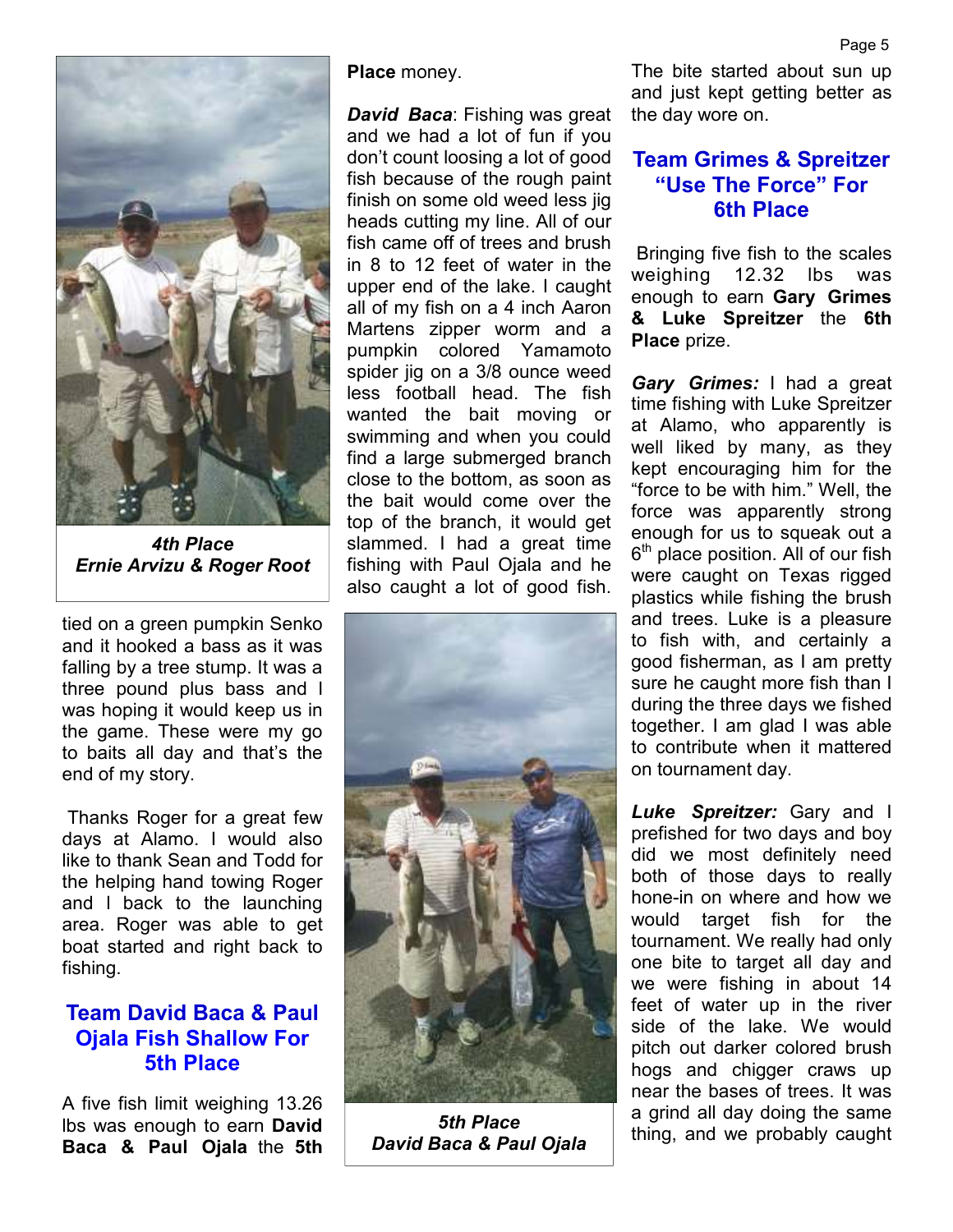*4th Place*
***Ernie Arvizu & Roger Root***

tied on a green pumpkin Senko and it hooked a bass as it was falling by a tree stump. It was a three pound plus bass and I was hoping it would keep us in the game. These were my go to baits all day and that's the end of my story.

Thanks Roger for a great few days at Alamo. I would also like to thank Sean and Todd for the helping hand towing Roger and I back to the launching area. Roger was able to get boat started and right back to fishing.

## Team David Baca & Paul Ojala Fish Shallow For 5th Place

A five fish limit weighing 13.26 lbs was enough to earn **David Baca & Paul Ojala** the **5th Place** money.

***David Baca***: Fishing was great and we had a lot of fun if you don't count loosing a lot of good fish because of the rough paint finish on some old weed less jig heads cutting my line. All of our fish came off of trees and brush in 8 to 12 feet of water in the upper end of the lake. I caught all of my fish on a 4 inch Aaron Martens zipper worm and a pumpkin colored Yamamoto spider jig on a 3/8 ounce weed less football head. The fish wanted the bait moving or swimming and when you could find a large submerged branch close to the bottom, as soon as the bait would come over the top of the branch, it would get slammed. I had a great time fishing with Paul Ojala and he also caught a lot of good fish. The bite started about sun up and just kept getting better as the day wore on.

*5th Place*
***David Baca & Paul Ojala***

## Team Grimes & Spreitzer "Use The Force" For 6th Place

Bringing five fish to the scales weighing 12.32 lbs was enough to earn **Gary Grimes & Luke Spreitzer** the **6th Place** prize.

***Gary Grimes:*** I had a great time fishing with Luke Spreitzer at Alamo, who apparently is well liked by many, as they kept encouraging him for the "force to be with him." Well, the force was apparently strong enough for us to squeak out a 6th place position. All of our fish were caught on Texas rigged plastics while fishing the brush and trees. Luke is a pleasure to fish with, and certainly a good fisherman, as I am pretty sure he caught more fish than I during the three days we fished together. I am glad I was able to contribute when it mattered on tournament day.

***Luke Spreitzer:*** Gary and I prefished for two days and boy did we most definitely need both of those days to really hone-in on where and how we would target fish for the tournament. We really had only one bite to target all day and we were fishing in about 14 feet of water up in the river side of the lake. We would pitch out darker colored brush hogs and chigger craws up near the bases of trees. It was a grind all day doing the same thing, and we probably caught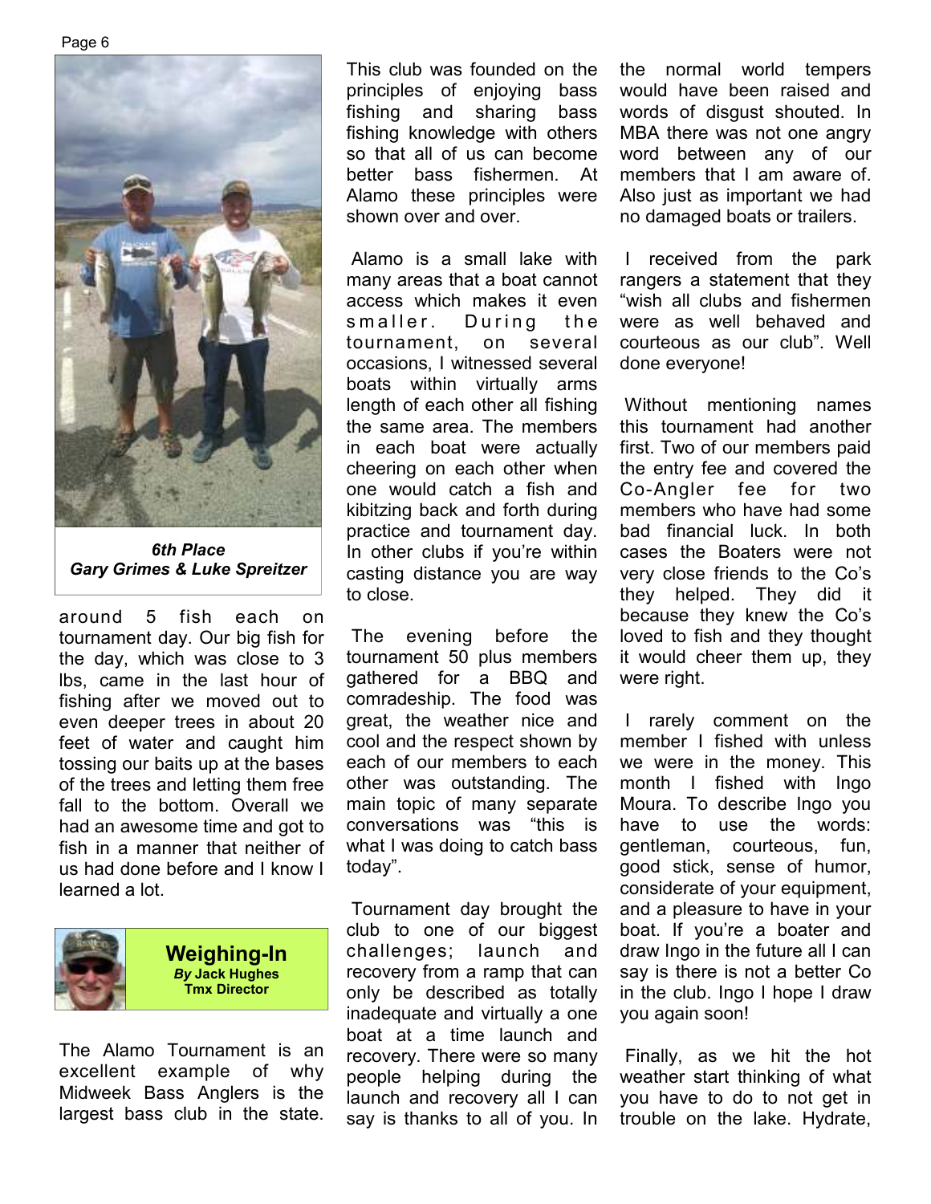*6th Place*
*Gary Grimes & Luke Spreitzer*

around 5 fish each on tournament day. Our big fish for the day, which was close to 3 lbs, came in the last hour of fishing after we moved out to even deeper trees in about 20 feet of water and caught him tossing our baits up at the bases of the trees and letting them free fall to the bottom. Overall we had an awesome time and got to fish in a manner that neither of us had done before and I know I learned a lot.

## Weighing-In

***By* Jack Hughes**
**Tmx Director**

The Alamo Tournament is an excellent example of why Midweek Bass Anglers is the largest bass club in the state. This club was founded on the principles of enjoying bass fishing and sharing bass fishing knowledge with others so that all of us can become better bass fishermen. At Alamo these principles were shown over and over.

Alamo is a small lake with many areas that a boat cannot access which makes it even smaller. During the tournament, on several occasions, I witnessed several boats within virtually arms length of each other all fishing the same area. The members in each boat were actually cheering on each other when one would catch a fish and kibitzing back and forth during practice and tournament day. In other clubs if you're within casting distance you are way to close.

The evening before the tournament 50 plus members gathered for a BBQ and comradeship. The food was great, the weather nice and cool and the respect shown by each of our members to each other was outstanding. The main topic of many separate conversations was "this is what I was doing to catch bass today".

Tournament day brought the club to one of our biggest challenges; launch and recovery from a ramp that can only be described as totally inadequate and virtually a one boat at a time launch and recovery. There were so many people helping during the launch and recovery all I can say is thanks to all of you. In the normal world tempers would have been raised and words of disgust shouted. In MBA there was not one angry word between any of our members that I am aware of. Also just as important we had no damaged boats or trailers.

I received from the park rangers a statement that they "wish all clubs and fishermen were as well behaved and courteous as our club". Well done everyone!

Without mentioning names this tournament had another first. Two of our members paid the entry fee and covered the Co-Angler fee for two members who have had some bad financial luck. In both cases the Boaters were not very close friends to the Co's they helped. They did it because they knew the Co's loved to fish and they thought it would cheer them up, they were right.

I rarely comment on the member I fished with unless we were in the money. This month I fished with Ingo Moura. To describe Ingo you have to use the words: gentleman, courteous, fun, good stick, sense of humor, considerate of your equipment, and a pleasure to have in your boat. If you're a boater and draw Ingo in the future all I can say is there is not a better Co in the club. Ingo I hope I draw you again soon!

Finally, as we hit the hot weather start thinking of what you have to do to not get in trouble on the lake. Hydrate,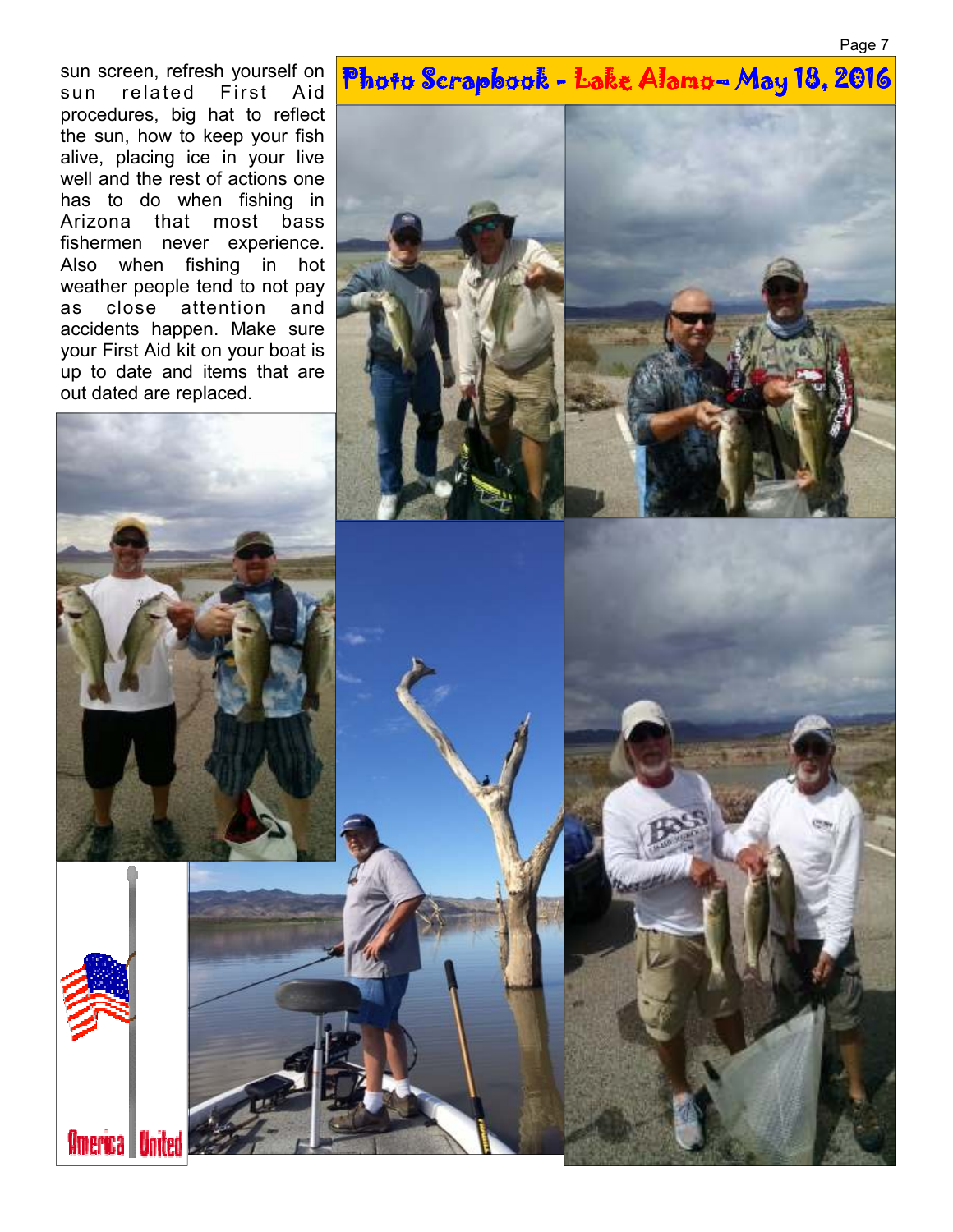sun screen, refresh yourself on sun related First Aid procedures, big hat to reflect the sun, how to keep your fish alive, placing ice in your live well and the rest of actions one has to do when fishing in Arizona that most bass fishermen never experience. Also when fishing in hot weather people tend to not pay as close attention and accidents happen. Make sure your First Aid kit on your boat is up to date and items that are out dated are replaced.

## Photo Scrapbook - Lake Alamo– May 18, 2016

America United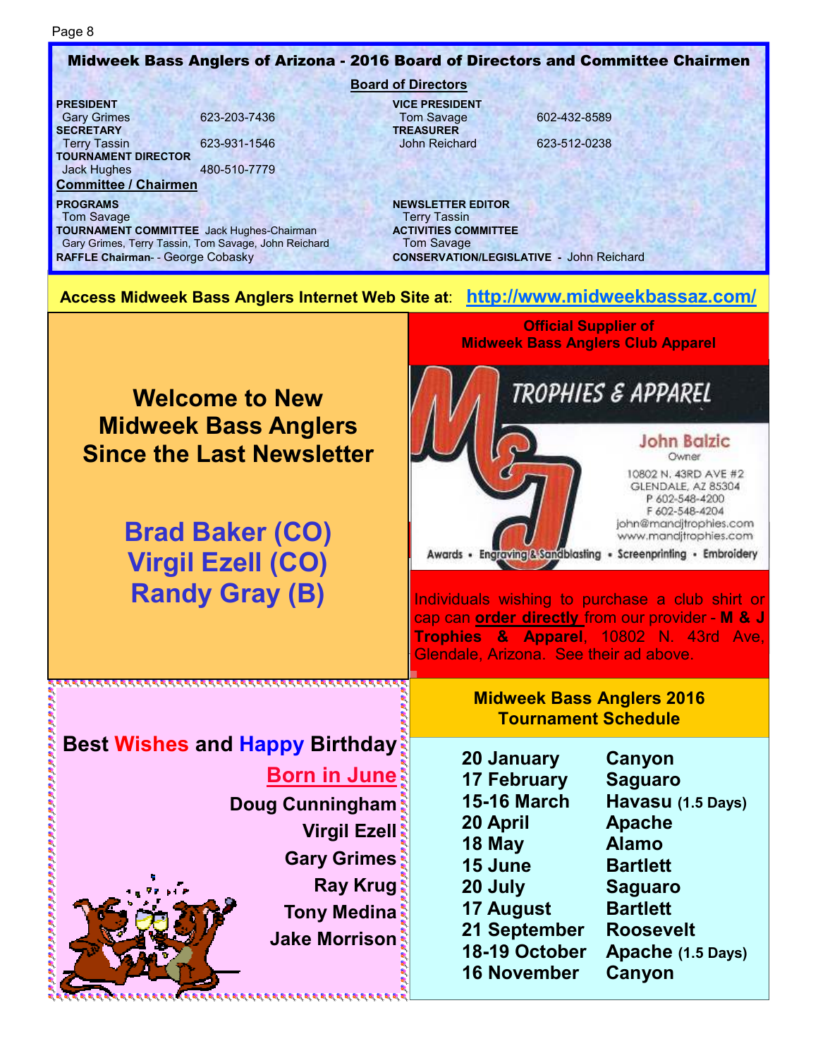## Midweek Bass Anglers of Arizona - 2016 Board of Directors and Committee Chairmen

### Board of Directors

**PRESIDENT**
Gary Grimes 623-203-7436

**VICE PRESIDENT**
Tom Savage 602-432-8589

**SECRETARY**
Terry Tassin 623-931-1546

**TREASURER**
John Reichard 623-512-0238

**TOURNAMENT DIRECTOR**
Jack Hughes 480-510-7779

### Committee / Chairmen

**PROGRAMS**
Tom Savage

**TOURNAMENT COMMITTEE** Jack Hughes-Chairman
Gary Grimes, Terry Tassin, Tom Savage, John Reichard

**RAFFLE Chairman**- - George Cobasky

**NEWSLETTER EDITOR**
Terry Tassin

**ACTIVITIES COMMITTEE**
Tom Savage

**CONSERVATION/LEGISLATIVE** - John Reichard

**Access Midweek Bass Anglers Internet Web Site at**: **http://www.midweekbassaz.com/**

## Welcome to New Midweek Bass Anglers Since the Last Newsletter

**Brad Baker (CO)**
**Virgil Ezell (CO)**
**Randy Gray (B)**

**Official Supplier of Midweek Bass Anglers Club Apparel**

TROPHIES & APPAREL
John Balzic
Owner
10802 N. 43RD AVE #2
GLENDALE, AZ 85304
P 602-548-4200
F 602-548-4204
john@mandjtrophies.com
www.mandjtrophies.com
Awards • Engraving & Sandblasting • Screenprinting • Embroidery

Individuals wishing to purchase a club shirt or cap can **order directly** from our provider - **M & J Trophies & Apparel**, 10802 N. 43rd Ave, Glendale, Arizona. See their ad above.

## Best Wishes and Happy Birthday

**Born in June**

**Doug Cunningham**
**Virgil Ezell**
**Gary Grimes**
**Ray Krug**
**Tony Medina**
**Jake Morrison**

## Midweek Bass Anglers 2016 Tournament Schedule

| | |
|---|---|
| 20 January | Canyon |
| 17 February | Saguaro |
| 15-16 March | Havasu (1.5 Days) |
| 20 April | Apache |
| 18 May | Alamo |
| 15 June | Bartlett |
| 20 July | Saguaro |
| 17 August | Bartlett |
| 21 September | Roosevelt |
| 18-19 October | Apache (1.5 Days) |
| 16 November | Canyon |